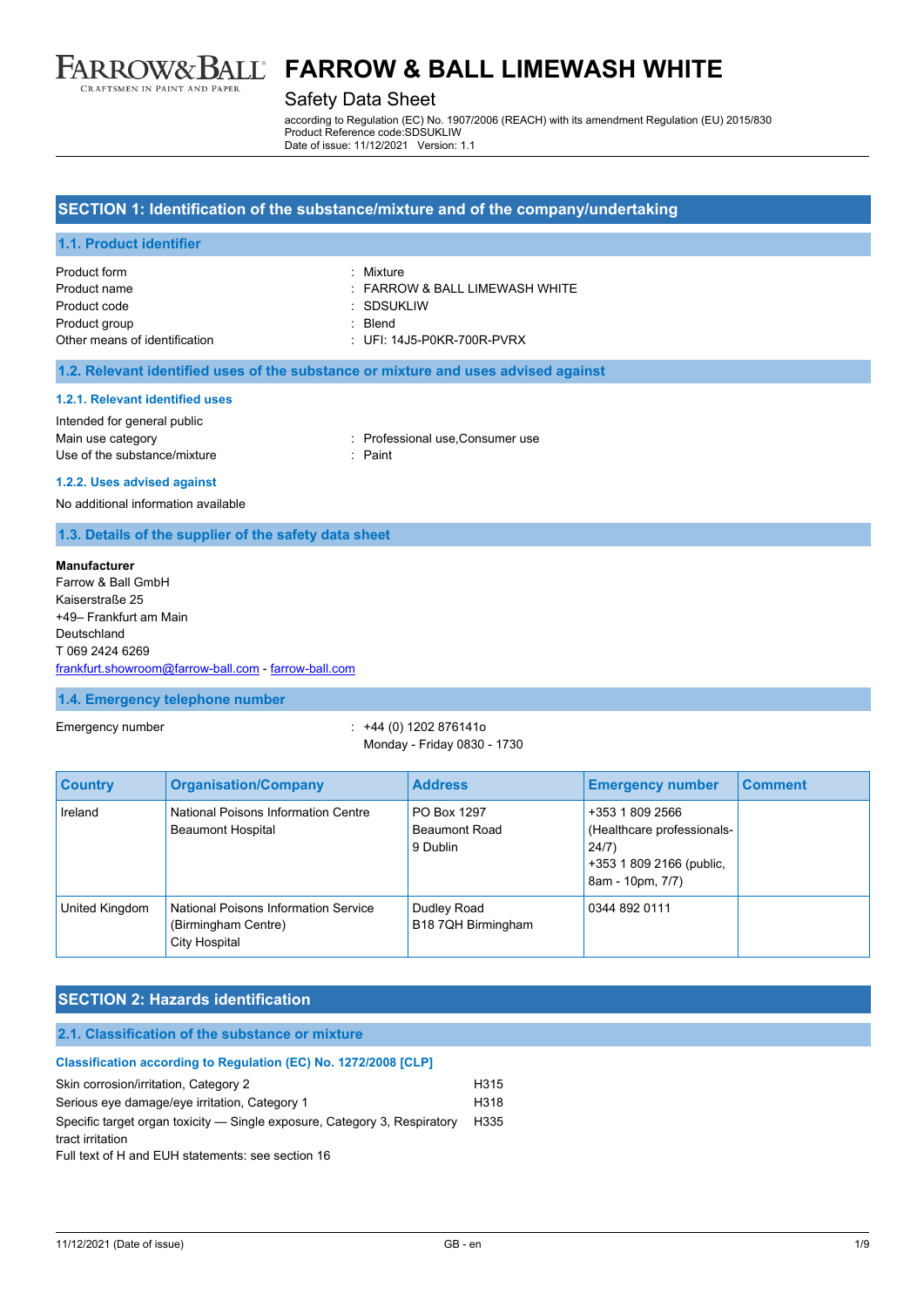# FARROW & BALL LIMEWASH WHITE

## Safety Data Sheet

according to Regulation (EC) No. 1907/2006 (REACH) with its amendment Regulation (EU) 2015/830
Product Reference code:SDSUKLIW
Date of issue: 11/12/2021 Version: 1.1

## SECTION 1: Identification of the substance/mixture and of the company/undertaking

### 1.1. Product identifier

Product form : Mixture
Product name : FARROW & BALL LIMEWASH WHITE
Product code : SDSUKLIW
Product group : Blend
Other means of identification : UFI: 14J5-P0KR-700R-PVRX

### 1.2. Relevant identified uses of the substance or mixture and uses advised against

#### 1.2.1. Relevant identified uses

Intended for general public
Main use category : Professional use,Consumer use
Use of the substance/mixture : Paint

#### 1.2.2. Uses advised against

No additional information available

### 1.3. Details of the supplier of the safety data sheet

**Manufacturer**
Farrow & Ball GmbH
Kaiserstraße 25
+49– Frankfurt am Main
Deutschland
T 069 2424 6269
frankfurt.showroom@farrow-ball.com - farrow-ball.com

### 1.4. Emergency telephone number

Emergency number : +44 (0) 1202 876141o
Monday - Friday 0830 - 1730

| Country | Organisation/Company | Address | Emergency number | Comment |
|---|---|---|---|---|
| Ireland | National Poisons Information Centre Beaumont Hospital | PO Box 1297 Beaumont Road 9 Dublin | +353 1 809 2566 (Healthcare professionals-24/7) +353 1 809 2166 (public, 8am - 10pm, 7/7) | |
| United Kingdom | National Poisons Information Service (Birmingham Centre) City Hospital | Dudley Road B18 7QH Birmingham | 0344 892 0111 | |

## SECTION 2: Hazards identification

### 2.1. Classification of the substance or mixture

#### Classification according to Regulation (EC) No. 1272/2008 [CLP]

| | |
|---|---|
| Skin corrosion/irritation, Category 2 | H315 |
| Serious eye damage/eye irritation, Category 1 | H318 |
| Specific target organ toxicity — Single exposure, Category 3, Respiratory tract irritation | H335 |

Full text of H and EUH statements: see section 16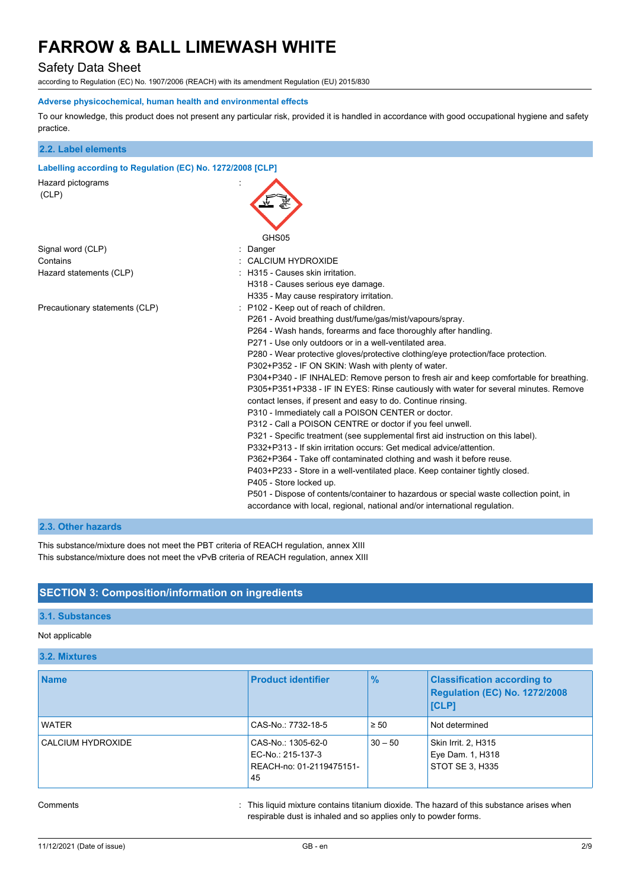**Adverse physicochemical, human health and environmental effects**

To our knowledge, this product does not present any particular risk, provided it is handled in accordance with good occupational hygiene and safety practice.

### 2.2. Label elements

**Labelling according to Regulation (EC) No. 1272/2008 [CLP]**

Hazard pictograms (CLP) :

GHS05

Signal word (CLP) : Danger

Contains : CALCIUM HYDROXIDE

Hazard statements (CLP) :
H315 - Causes skin irritation.
H318 - Causes serious eye damage.
H335 - May cause respiratory irritation.

Precautionary statements (CLP) :
P102 - Keep out of reach of children.
P261 - Avoid breathing dust/fume/gas/mist/vapours/spray.
P264 - Wash hands, forearms and face thoroughly after handling.
P271 - Use only outdoors or in a well-ventilated area.
P280 - Wear protective gloves/protective clothing/eye protection/face protection.
P302+P352 - IF ON SKIN: Wash with plenty of water.
P304+P340 - IF INHALED: Remove person to fresh air and keep comfortable for breathing.
P305+P351+P338 - IF IN EYES: Rinse cautiously with water for several minutes. Remove contact lenses, if present and easy to do. Continue rinsing.
P310 - Immediately call a POISON CENTER or doctor.
P312 - Call a POISON CENTRE or doctor if you feel unwell.
P321 - Specific treatment (see supplemental first aid instruction on this label).
P332+P313 - If skin irritation occurs: Get medical advice/attention.
P362+P364 - Take off contaminated clothing and wash it before reuse.
P403+P233 - Store in a well-ventilated place. Keep container tightly closed.
P405 - Store locked up.
P501 - Dispose of contents/container to hazardous or special waste collection point, in accordance with local, regional, national and/or international regulation.

### 2.3. Other hazards

This substance/mixture does not meet the PBT criteria of REACH regulation, annex XIII
This substance/mixture does not meet the vPvB criteria of REACH regulation, annex XIII

## SECTION 3: Composition/information on ingredients

### 3.1. Substances

Not applicable

### 3.2. Mixtures

| Name | Product identifier | % | Classification according to Regulation (EC) No. 1272/2008 [CLP] |
|---|---|---|---|
| WATER | CAS-No.: 7732-18-5 | ≥ 50 | Not determined |
| CALCIUM HYDROXIDE | CAS-No.: 1305-62-0<br>EC-No.: 215-137-3<br>REACH-no: 01-2119475151-45 | 30 – 50 | Skin Irrit. 2, H315<br>Eye Dam. 1, H318<br>STOT SE 3, H335 |

Comments : This liquid mixture contains titanium dioxide. The hazard of this substance arises when respirable dust is inhaled and so applies only to powder forms.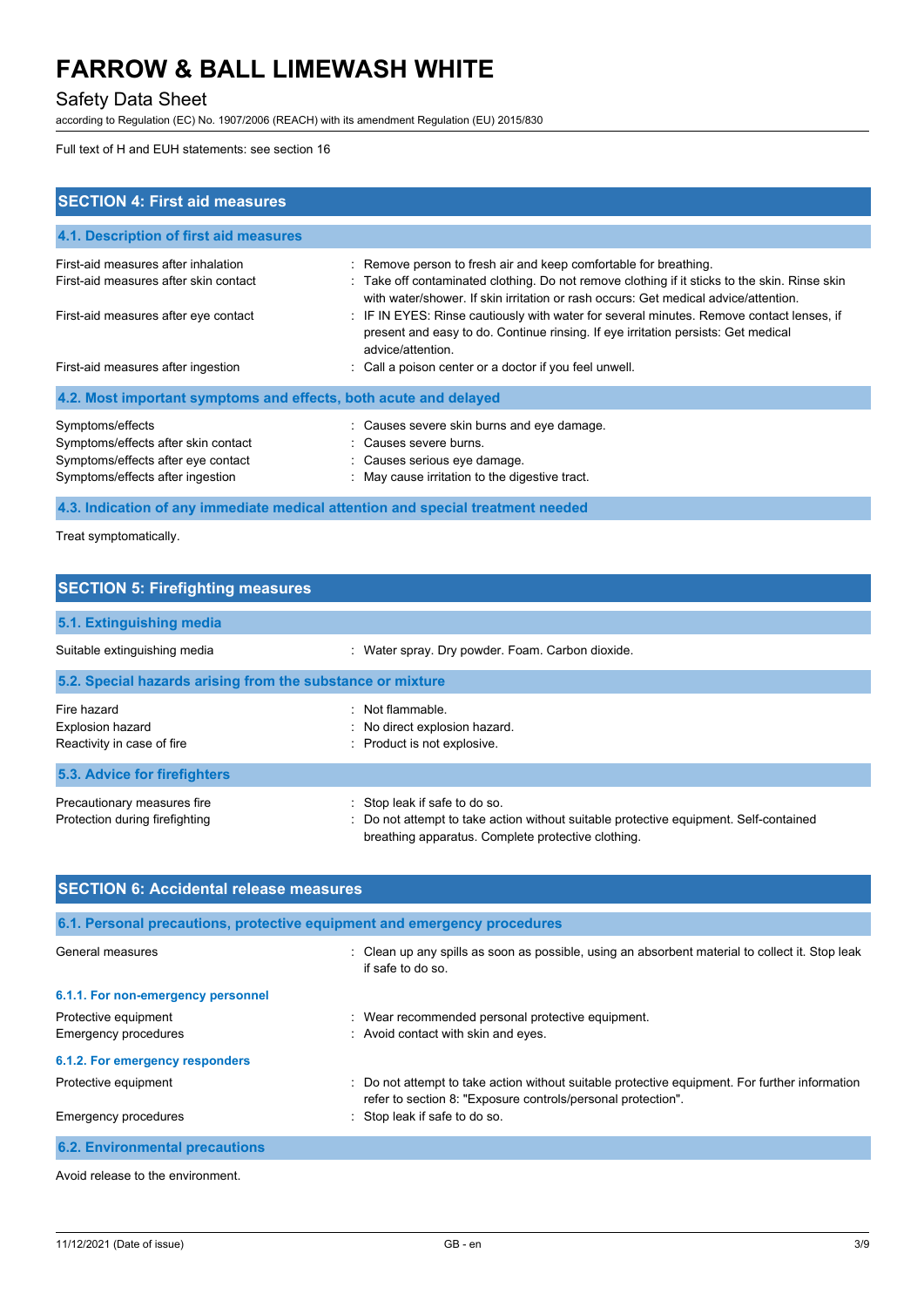Full text of H and EUH statements: see section 16

## SECTION 4: First aid measures

### 4.1. Description of first aid measures

| | |
|---|---|
| First-aid measures after inhalation | : Remove person to fresh air and keep comfortable for breathing. |
| First-aid measures after skin contact | : Take off contaminated clothing. Do not remove clothing if it sticks to the skin. Rinse skin with water/shower. If skin irritation or rash occurs: Get medical advice/attention. |
| First-aid measures after eye contact | : IF IN EYES: Rinse cautiously with water for several minutes. Remove contact lenses, if present and easy to do. Continue rinsing. If eye irritation persists: Get medical advice/attention. |
| First-aid measures after ingestion | : Call a poison center or a doctor if you feel unwell. |

### 4.2. Most important symptoms and effects, both acute and delayed

| | |
|---|---|
| Symptoms/effects | : Causes severe skin burns and eye damage. |
| Symptoms/effects after skin contact | : Causes severe burns. |
| Symptoms/effects after eye contact | : Causes serious eye damage. |
| Symptoms/effects after ingestion | : May cause irritation to the digestive tract. |

### 4.3. Indication of any immediate medical attention and special treatment needed

Treat symptomatically.

## SECTION 5: Firefighting measures

### 5.1. Extinguishing media

| | |
|---|---|
| Suitable extinguishing media | : Water spray. Dry powder. Foam. Carbon dioxide. |

### 5.2. Special hazards arising from the substance or mixture

| | |
|---|---|
| Fire hazard | : Not flammable. |
| Explosion hazard | : No direct explosion hazard. |
| Reactivity in case of fire | : Product is not explosive. |

### 5.3. Advice for firefighters

| | |
|---|---|
| Precautionary measures fire | : Stop leak if safe to do so. |
| Protection during firefighting | : Do not attempt to take action without suitable protective equipment. Self-contained breathing apparatus. Complete protective clothing. |

## SECTION 6: Accidental release measures

### 6.1. Personal precautions, protective equipment and emergency procedures

| | |
|---|---|
| General measures | : Clean up any spills as soon as possible, using an absorbent material to collect it. Stop leak if safe to do so. |

#### 6.1.1. For non-emergency personnel

| | |
|---|---|
| Protective equipment | : Wear recommended personal protective equipment. |
| Emergency procedures | : Avoid contact with skin and eyes. |

#### 6.1.2. For emergency responders

| | |
|---|---|
| Protective equipment | : Do not attempt to take action without suitable protective equipment. For further information refer to section 8: "Exposure controls/personal protection". |
| Emergency procedures | : Stop leak if safe to do so. |

### 6.2. Environmental precautions

Avoid release to the environment.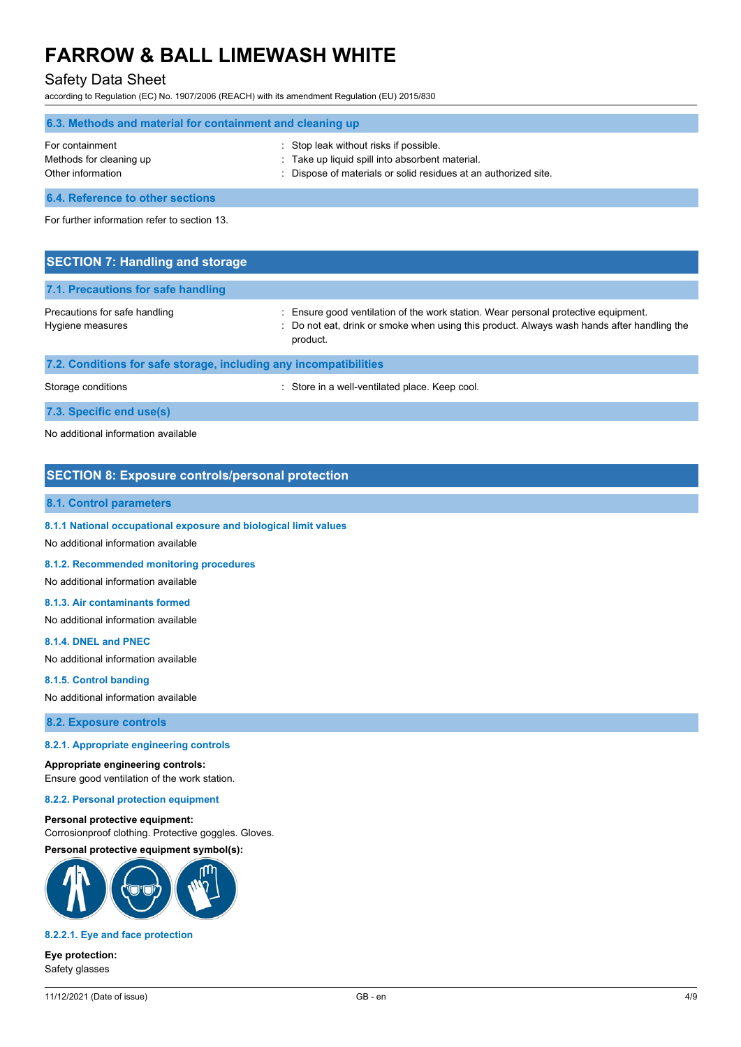### 6.3. Methods and material for containment and cleaning up

| | |
|---|---|
| For containment | : Stop leak without risks if possible. |
| Methods for cleaning up | : Take up liquid spill into absorbent material. |
| Other information | : Dispose of materials or solid residues at an authorized site. |

### 6.4. Reference to other sections

For further information refer to section 13.

## SECTION 7: Handling and storage

### 7.1. Precautions for safe handling

| | |
|---|---|
| Precautions for safe handling | : Ensure good ventilation of the work station. Wear personal protective equipment. |
| Hygiene measures | : Do not eat, drink or smoke when using this product. Always wash hands after handling the product. |

### 7.2. Conditions for safe storage, including any incompatibilities

| | |
|---|---|
| Storage conditions | : Store in a well-ventilated place. Keep cool. |

### 7.3. Specific end use(s)

No additional information available

## SECTION 8: Exposure controls/personal protection

### 8.1. Control parameters

#### 8.1.1 National occupational exposure and biological limit values

No additional information available

#### 8.1.2. Recommended monitoring procedures

No additional information available

#### 8.1.3. Air contaminants formed

No additional information available

#### 8.1.4. DNEL and PNEC

No additional information available

#### 8.1.5. Control banding

No additional information available

### 8.2. Exposure controls

#### 8.2.1. Appropriate engineering controls

**Appropriate engineering controls:**
Ensure good ventilation of the work station.

#### 8.2.2. Personal protection equipment

**Personal protective equipment:**
Corrosionproof clothing. Protective goggles. Gloves.

**Personal protective equipment symbol(s):**

#### 8.2.2.1. Eye and face protection

**Eye protection:**
Safety glasses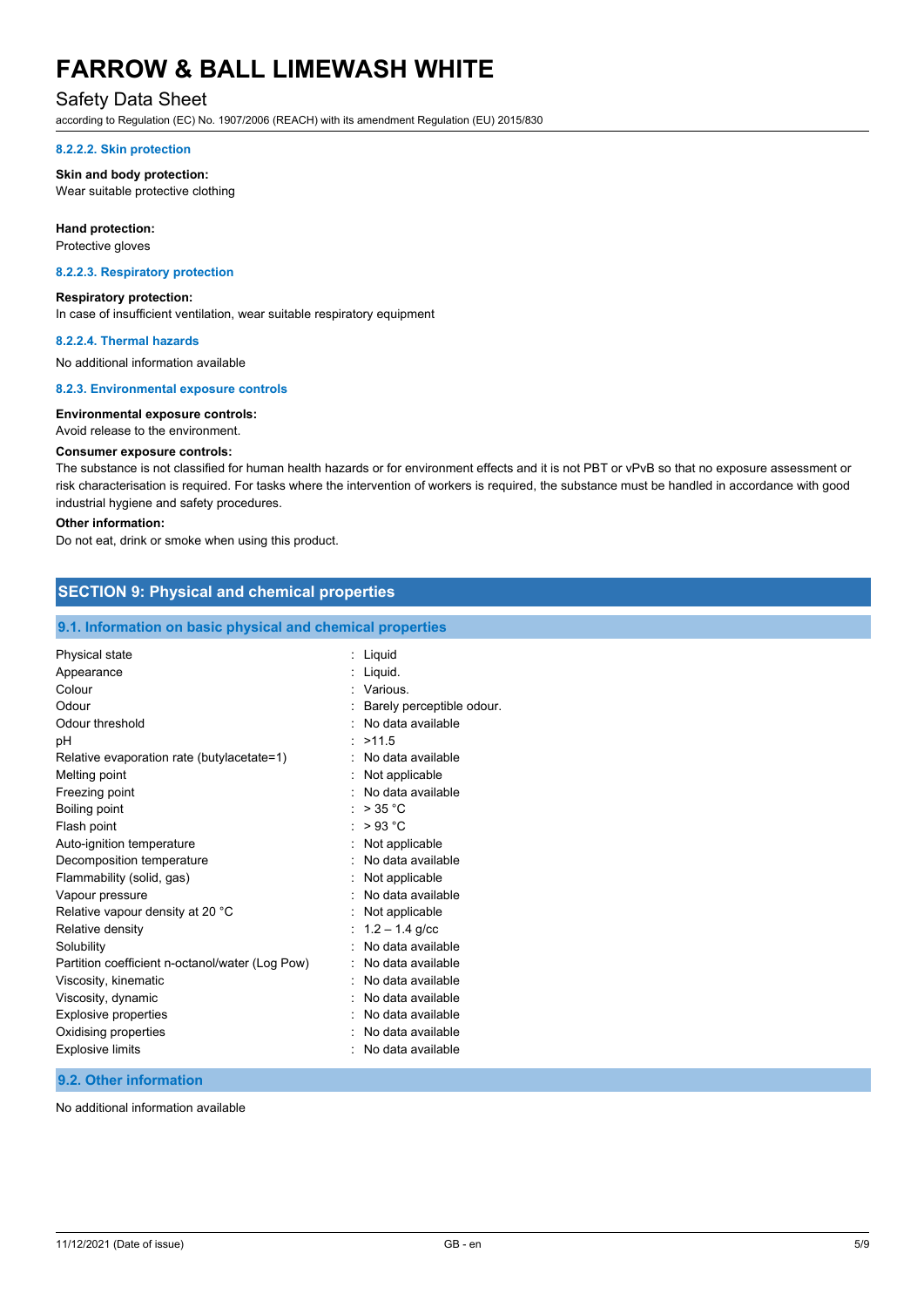#### 8.2.2.2. Skin protection

**Skin and body protection:**
Wear suitable protective clothing

**Hand protection:**
Protective gloves

#### 8.2.2.3. Respiratory protection

**Respiratory protection:**
In case of insufficient ventilation, wear suitable respiratory equipment

#### 8.2.2.4. Thermal hazards

No additional information available

#### 8.2.3. Environmental exposure controls

**Environmental exposure controls:**
Avoid release to the environment.

**Consumer exposure controls:**
The substance is not classified for human health hazards or for environment effects and it is not PBT or vPvB so that no exposure assessment or risk characterisation is required. For tasks where the intervention of workers is required, the substance must be handled in accordance with good industrial hygiene and safety procedures.

**Other information:**
Do not eat, drink or smoke when using this product.

## SECTION 9: Physical and chemical properties

### 9.1. Information on basic physical and chemical properties

| Property | Value |
|---|---|
| Physical state | Liquid |
| Appearance | Liquid. |
| Colour | Various. |
| Odour | Barely perceptible odour. |
| Odour threshold | No data available |
| pH | >11.5 |
| Relative evaporation rate (butylacetate=1) | No data available |
| Melting point | Not applicable |
| Freezing point | No data available |
| Boiling point | > 35 °C |
| Flash point | > 93 °C |
| Auto-ignition temperature | Not applicable |
| Decomposition temperature | No data available |
| Flammability (solid, gas) | Not applicable |
| Vapour pressure | No data available |
| Relative vapour density at 20 °C | Not applicable |
| Relative density | 1.2 – 1.4 g/cc |
| Solubility | No data available |
| Partition coefficient n-octanol/water (Log Pow) | No data available |
| Viscosity, kinematic | No data available |
| Viscosity, dynamic | No data available |
| Explosive properties | No data available |
| Oxidising properties | No data available |
| Explosive limits | No data available |

### 9.2. Other information

No additional information available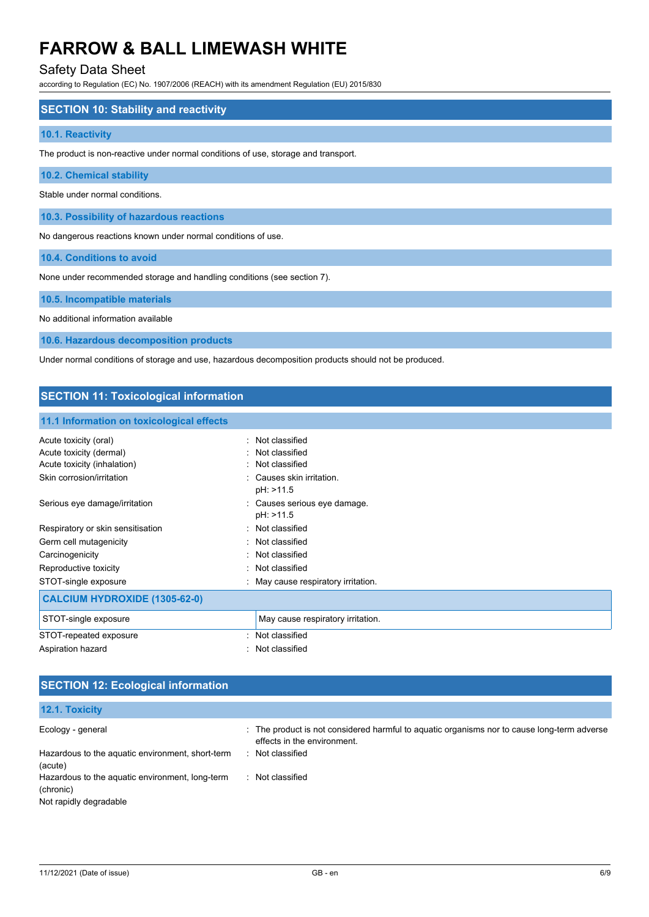## SECTION 10: Stability and reactivity

### 10.1. Reactivity

The product is non-reactive under normal conditions of use, storage and transport.

### 10.2. Chemical stability

Stable under normal conditions.

### 10.3. Possibility of hazardous reactions

No dangerous reactions known under normal conditions of use.

### 10.4. Conditions to avoid

None under recommended storage and handling conditions (see section 7).

### 10.5. Incompatible materials

No additional information available

### 10.6. Hazardous decomposition products

Under normal conditions of storage and use, hazardous decomposition products should not be produced.

## SECTION 11: Toxicological information

### 11.1 Information on toxicological effects

| | |
|---|---|
| Acute toxicity (oral) | : Not classified |
| Acute toxicity (dermal) | : Not classified |
| Acute toxicity (inhalation) | : Not classified |
| Skin corrosion/irritation | : Causes skin irritation.<br>pH: >11.5 |
| Serious eye damage/irritation | : Causes serious eye damage.<br>pH: >11.5 |
| Respiratory or skin sensitisation | : Not classified |
| Germ cell mutagenicity | : Not classified |
| Carcinogenicity | : Not classified |
| Reproductive toxicity | : Not classified |
| STOT-single exposure | : May cause respiratory irritation. |

| CALCIUM HYDROXIDE (1305-62-0) | |
|---|---|
| STOT-single exposure | May cause respiratory irritation. |

| | |
|---|---|
| STOT-repeated exposure | : Not classified |
| Aspiration hazard | : Not classified |

## SECTION 12: Ecological information

### 12.1. Toxicity

| | |
|---|---|
| Ecology - general | : The product is not considered harmful to aquatic organisms nor to cause long-term adverse effects in the environment. |
| Hazardous to the aquatic environment, short-term (acute) | : Not classified |
| Hazardous to the aquatic environment, long-term (chronic) | : Not classified |

Not rapidly degradable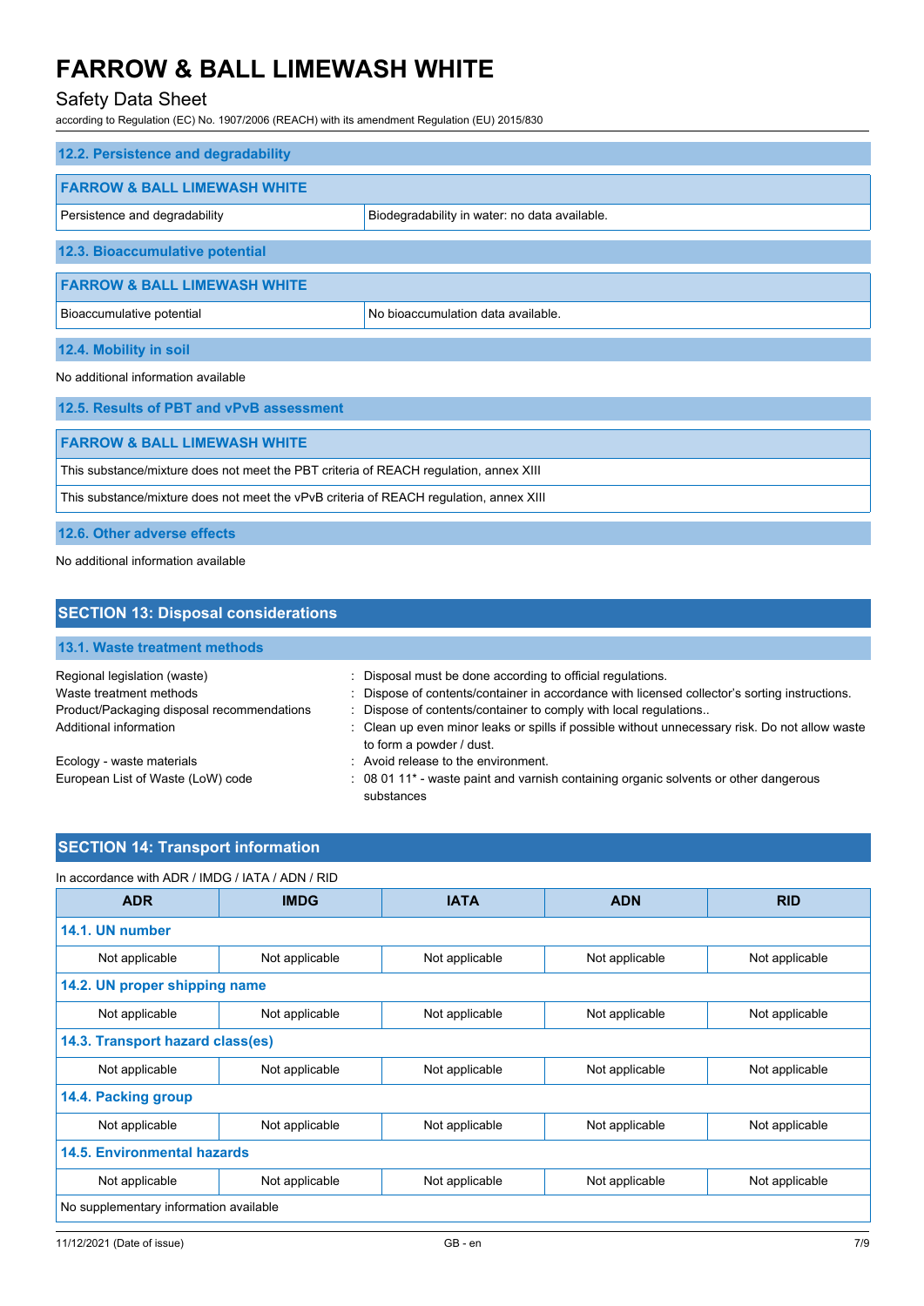### 12.2. Persistence and degradability

| FARROW & BALL LIMEWASH WHITE | |
|---|---|
| Persistence and degradability | Biodegradability in water: no data available. |

### 12.3. Bioaccumulative potential

| FARROW & BALL LIMEWASH WHITE | |
|---|---|
| Bioaccumulative potential | No bioaccumulation data available. |

### 12.4. Mobility in soil

No additional information available

### 12.5. Results of PBT and vPvB assessment

| FARROW & BALL LIMEWASH WHITE |
|---|
| This substance/mixture does not meet the PBT criteria of REACH regulation, annex XIII |
| This substance/mixture does not meet the vPvB criteria of REACH regulation, annex XIII |

### 12.6. Other adverse effects

No additional information available

## SECTION 13: Disposal considerations

### 13.1. Waste treatment methods

Regional legislation (waste) : Disposal must be done according to official regulations.

Waste treatment methods : Dispose of contents/container in accordance with licensed collector's sorting instructions.

Product/Packaging disposal recommendations : Dispose of contents/container to comply with local regulations..

Additional information : Clean up even minor leaks or spills if possible without unnecessary risk. Do not allow waste to form a powder / dust.

Ecology - waste materials : Avoid release to the environment.

European List of Waste (LoW) code : 08 01 11* - waste paint and varnish containing organic solvents or other dangerous substances

## SECTION 14: Transport information

In accordance with ADR / IMDG / IATA / ADN / RID

| ADR | IMDG | IATA | ADN | RID |
|---|---|---|---|---|
| **14.1. UN number** | | | | |
| Not applicable | Not applicable | Not applicable | Not applicable | Not applicable |
| **14.2. UN proper shipping name** | | | | |
| Not applicable | Not applicable | Not applicable | Not applicable | Not applicable |
| **14.3. Transport hazard class(es)** | | | | |
| Not applicable | Not applicable | Not applicable | Not applicable | Not applicable |
| **14.4. Packing group** | | | | |
| Not applicable | Not applicable | Not applicable | Not applicable | Not applicable |
| **14.5. Environmental hazards** | | | | |
| Not applicable | Not applicable | Not applicable | Not applicable | Not applicable |
| No supplementary information available | | | | |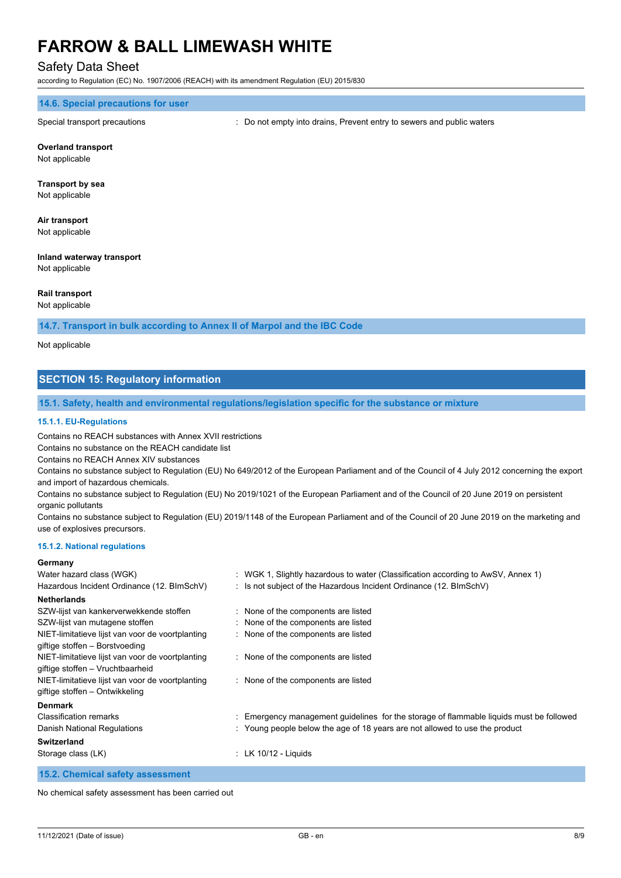### 14.6. Special precautions for user

Special transport precautions : Do not empty into drains, Prevent entry to sewers and public waters

**Overland transport**
Not applicable

**Transport by sea**
Not applicable

**Air transport**
Not applicable

**Inland waterway transport**
Not applicable

**Rail transport**
Not applicable

### 14.7. Transport in bulk according to Annex II of Marpol and the IBC Code

Not applicable

## SECTION 15: Regulatory information

### 15.1. Safety, health and environmental regulations/legislation specific for the substance or mixture

#### 15.1.1. EU-Regulations

Contains no REACH substances with Annex XVII restrictions
Contains no substance on the REACH candidate list
Contains no REACH Annex XIV substances
Contains no substance subject to Regulation (EU) No 649/2012 of the European Parliament and of the Council of 4 July 2012 concerning the export and import of hazardous chemicals.
Contains no substance subject to Regulation (EU) No 2019/1021 of the European Parliament and of the Council of 20 June 2019 on persistent organic pollutants
Contains no substance subject to Regulation (EU) 2019/1148 of the European Parliament and of the Council of 20 June 2019 on the marketing and use of explosives precursors.

#### 15.1.2. National regulations

**Germany**

Water hazard class (WGK) : WGK 1, Slightly hazardous to water (Classification according to AwSV, Annex 1)
Hazardous Incident Ordinance (12. BImSchV) : Is not subject of the Hazardous Incident Ordinance (12. BImSchV)

**Netherlands**

SZW-lijst van kankerverwekkende stoffen : None of the components are listed
SZW-lijst van mutagene stoffen : None of the components are listed
NIET-limitatieve lijst van voor de voortplanting giftige stoffen – Borstvoeding : None of the components are listed
NIET-limitatieve lijst van voor de voortplanting giftige stoffen – Vruchtbaarheid : None of the components are listed
NIET-limitatieve lijst van voor de voortplanting giftige stoffen – Ontwikkeling : None of the components are listed

**Denmark**

Classification remarks : Emergency management guidelines for the storage of flammable liquids must be followed
Danish National Regulations : Young people below the age of 18 years are not allowed to use the product

**Switzerland**

Storage class (LK) : LK 10/12 - Liquids

### 15.2. Chemical safety assessment

No chemical safety assessment has been carried out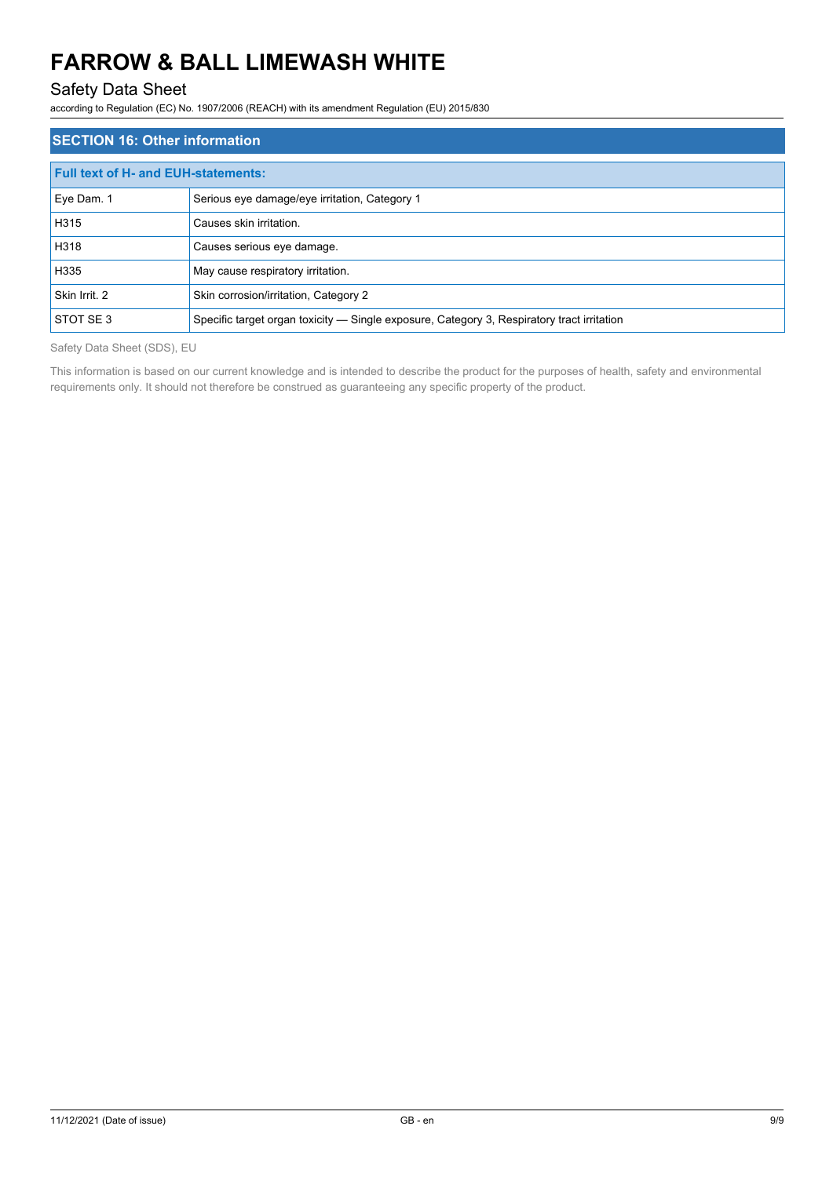## SECTION 16: Other information

| Full text of H- and EUH-statements: | |
|---|---|
| Eye Dam. 1 | Serious eye damage/eye irritation, Category 1 |
| H315 | Causes skin irritation. |
| H318 | Causes serious eye damage. |
| H335 | May cause respiratory irritation. |
| Skin Irrit. 2 | Skin corrosion/irritation, Category 2 |
| STOT SE 3 | Specific target organ toxicity — Single exposure, Category 3, Respiratory tract irritation |

Safety Data Sheet (SDS), EU

This information is based on our current knowledge and is intended to describe the product for the purposes of health, safety and environmental requirements only. It should not therefore be construed as guaranteeing any specific property of the product.